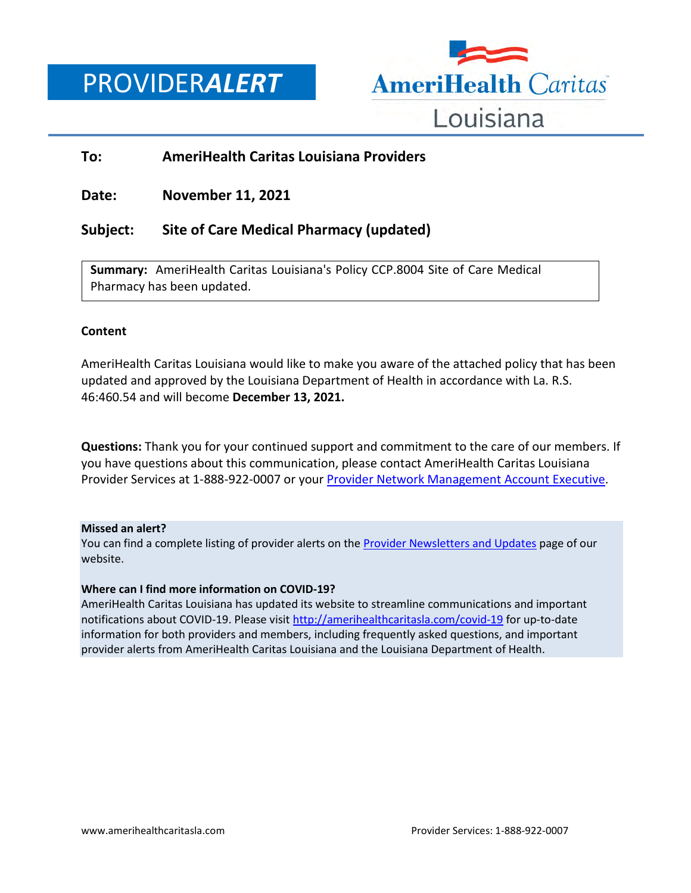# PROVIDER*ALERT*

AmeriHealth Caritas Louisiana

**To:** **AmeriHealth Caritas Louisiana Providers**

**Date:** **November 11, 2021**

**Subject:** **Site of Care Medical Pharmacy (updated)**

**Summary:** AmeriHealth Caritas Louisiana's Policy CCP.8004 Site of Care Medical Pharmacy has been updated.

**Content**

AmeriHealth Caritas Louisiana would like to make you aware of the attached policy that has been updated and approved by the Louisiana Department of Health in accordance with La. R.S. 46:460.54 and will become **December 13, 2021.**

**Questions:** Thank you for your continued support and commitment to the care of our members. If you have questions about this communication, please contact AmeriHealth Caritas Louisiana Provider Services at 1-888-922-0007 or your Provider Network Management Account Executive.

**Missed an alert?**
You can find a complete listing of provider alerts on the Provider Newsletters and Updates page of our website.

**Where can I find more information on COVID-19?**
AmeriHealth Caritas Louisiana has updated its website to streamline communications and important notifications about COVID-19. Please visit http://amerihealthcaritasla.com/covid-19 for up-to-date information for both providers and members, including frequently asked questions, and important provider alerts from AmeriHealth Caritas Louisiana and the Louisiana Department of Health.

www.amerihealthcaritasla.com Provider Services: 1-888-922-0007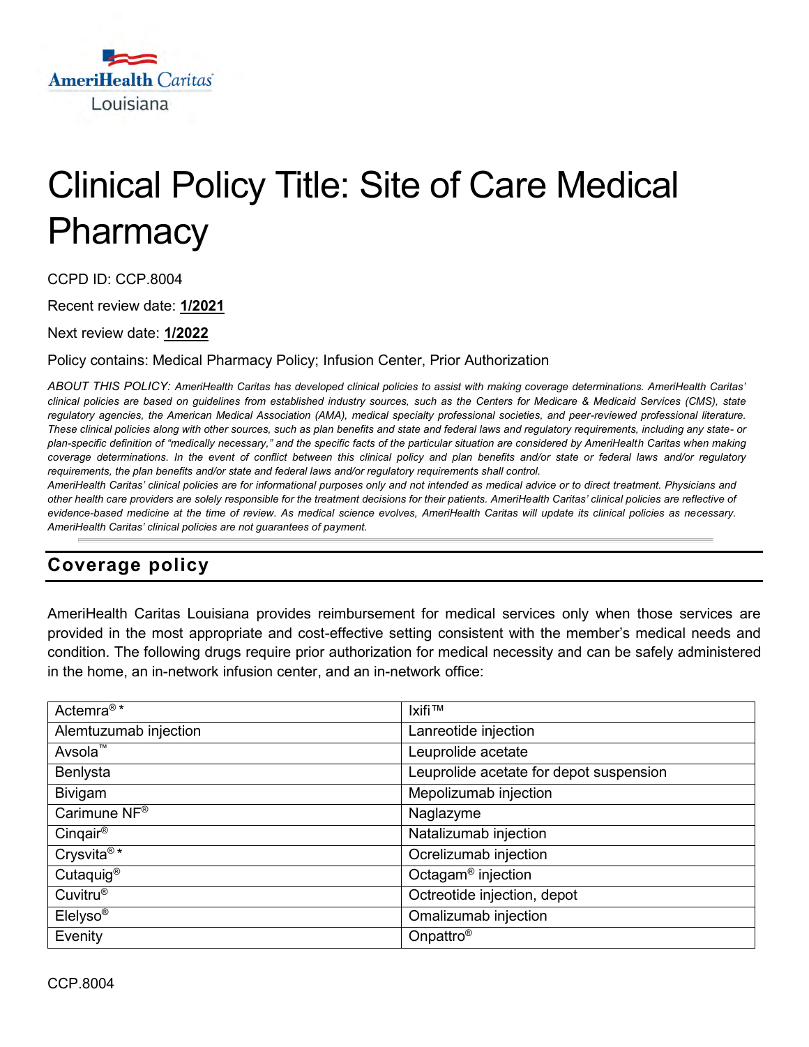AmeriHealth Caritas Louisiana

# Clinical Policy Title: Site of Care Medical Pharmacy

CCPD ID: CCP.8004

Recent review date: **1/2021**

Next review date: **1/2022**

Policy contains: Medical Pharmacy Policy; Infusion Center, Prior Authorization

*ABOUT THIS POLICY: AmeriHealth Caritas has developed clinical policies to assist with making coverage determinations. AmeriHealth Caritas' clinical policies are based on guidelines from established industry sources, such as the Centers for Medicare & Medicaid Services (CMS), state regulatory agencies, the American Medical Association (AMA), medical specialty professional societies, and peer-reviewed professional literature. These clinical policies along with other sources, such as plan benefits and state and federal laws and regulatory requirements, including any state- or plan-specific definition of "medically necessary," and the specific facts of the particular situation are considered by AmeriHealth Caritas when making coverage determinations. In the event of conflict between this clinical policy and plan benefits and/or state or federal laws and/or regulatory requirements, the plan benefits and/or state and federal laws and/or regulatory requirements shall control.*
*AmeriHealth Caritas' clinical policies are for informational purposes only and not intended as medical advice or to direct treatment. Physicians and other health care providers are solely responsible for the treatment decisions for their patients. AmeriHealth Caritas' clinical policies are reflective of evidence-based medicine at the time of review. As medical science evolves, AmeriHealth Caritas will update its clinical policies as necessary. AmeriHealth Caritas' clinical policies are not guarantees of payment.*

## Coverage policy

AmeriHealth Caritas Louisiana provides reimbursement for medical services only when those services are provided in the most appropriate and cost-effective setting consistent with the member's medical needs and condition. The following drugs require prior authorization for medical necessity and can be safely administered in the home, an in-network infusion center, and an in-network office:

| | |
|---|---|
| Actemra® * | Ixifi™ |
| Alemtuzumab injection | Lanreotide injection |
| Avsola™ | Leuprolide acetate |
| Benlysta | Leuprolide acetate for depot suspension |
| Bivigam | Mepolizumab injection |
| Carimune NF® | Naglazyme |
| Cinqair® | Natalizumab injection |
| Crysvita® * | Ocrelizumab injection |
| Cutaquig® | Octagam® injection |
| Cuvitru® | Octreotide injection, depot |
| Elelyso® | Omalizumab injection |
| Evenity | Onpattro® |

CCP.8004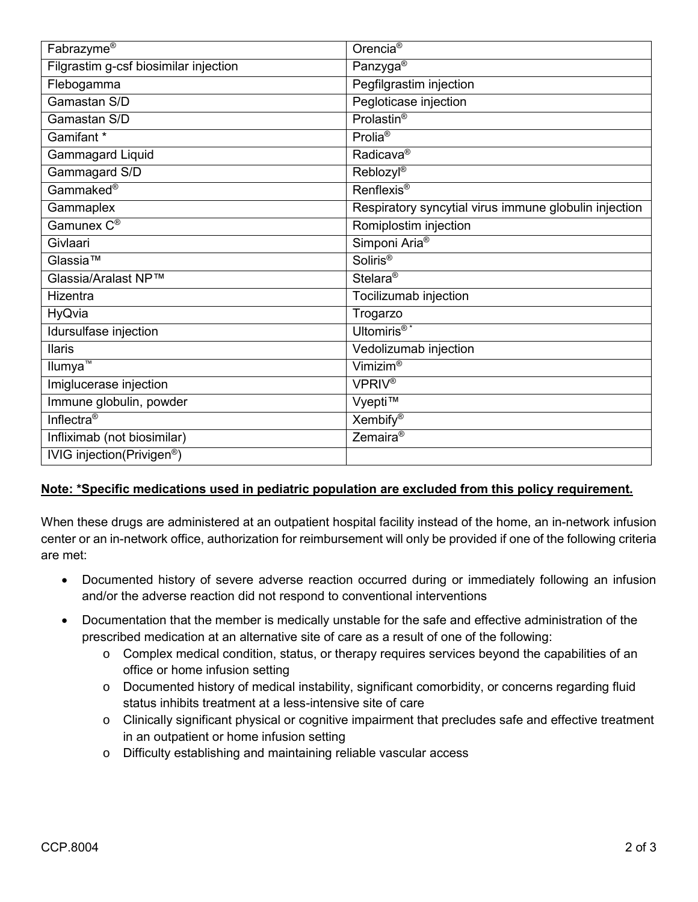| | |
|---|---|
| Fabrazyme® | Orencia® |
| Filgrastim g-csf biosimilar injection | Panzyga® |
| Flebogamma | Pegfilgrastim injection |
| Gamastan S/D | Pegloticase injection |
| Gamastan S/D | Prolastin® |
| Gamifant * | Prolia® |
| Gammagard Liquid | Radicava® |
| Gammagard S/D | Reblozyl® |
| Gammaked® | Renflexis® |
| Gammaplex | Respiratory syncytial virus immune globulin injection |
| Gamunex C® | Romiplostim injection |
| Givlaari | Simponi Aria® |
| Glassia™ | Soliris® |
| Glassia/Aralast NP™ | Stelara® |
| Hizentra | Tocilizumab injection |
| HyQvia | Trogarzo |
| Idursulfase injection | Ultomiris® * |
| Ilaris | Vedolizumab injection |
| Ilumya™ | Vimizim® |
| Imiglucerase injection | VPRIV® |
| Immune globulin, powder | Vyepti™ |
| Inflectra® | Xembify® |
| Infliximab (not biosimilar) | Zemaira® |
| IVIG injection(Privigen®) | |

**Note: *Specific medications used in pediatric population are excluded from this policy requirement.**

When these drugs are administered at an outpatient hospital facility instead of the home, an in-network infusion center or an in-network office, authorization for reimbursement will only be provided if one of the following criteria are met:

- Documented history of severe adverse reaction occurred during or immediately following an infusion and/or the adverse reaction did not respond to conventional interventions
- Documentation that the member is medically unstable for the safe and effective administration of the prescribed medication at an alternative site of care as a result of one of the following:
  - Complex medical condition, status, or therapy requires services beyond the capabilities of an office or home infusion setting
  - Documented history of medical instability, significant comorbidity, or concerns regarding fluid status inhibits treatment at a less-intensive site of care
  - Clinically significant physical or cognitive impairment that precludes safe and effective treatment in an outpatient or home infusion setting
  - Difficulty establishing and maintaining reliable vascular access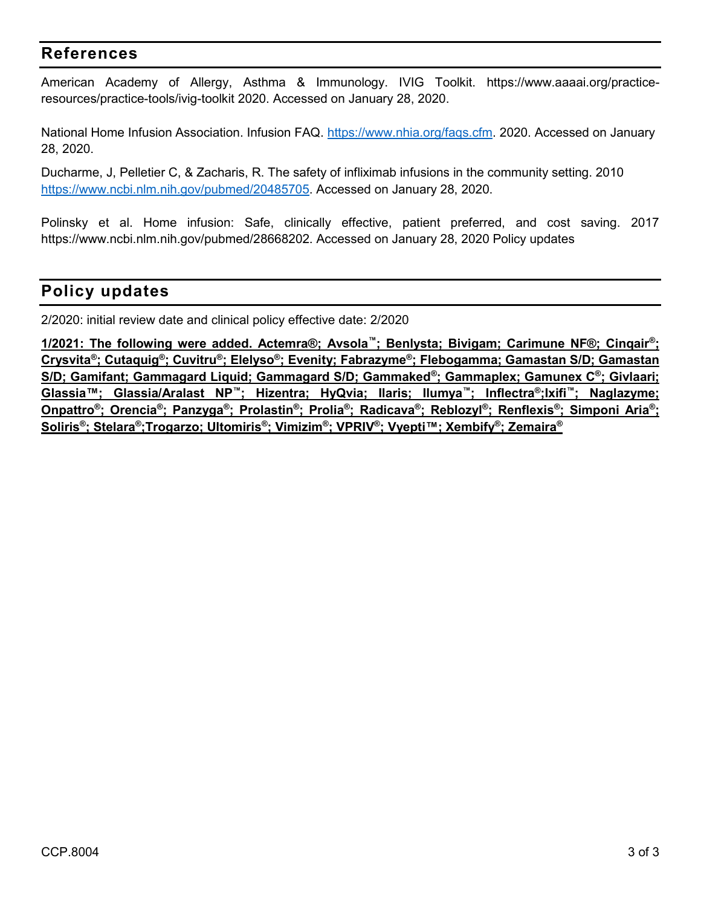## References

American Academy of Allergy, Asthma & Immunology. IVIG Toolkit. https://www.aaaai.org/practice-resources/practice-tools/ivig-toolkit 2020. Accessed on January 28, 2020.

National Home Infusion Association. Infusion FAQ. https://www.nhia.org/faqs.cfm. 2020. Accessed on January 28, 2020.

Ducharme, J, Pelletier C, & Zacharis, R. The safety of infliximab infusions in the community setting. 2010 https://www.ncbi.nlm.nih.gov/pubmed/20485705. Accessed on January 28, 2020.

Polinsky et al. Home infusion: Safe, clinically effective, patient preferred, and cost saving. 2017 https://www.ncbi.nlm.nih.gov/pubmed/28668202. Accessed on January 28, 2020 Policy updates

## Policy updates

2/2020: initial review date and clinical policy effective date: 2/2020

**1/2021: The following were added. Actemra®; Avsola™; Benlysta; Bivigam; Carimune NF®; Cinqair®; Crysvita®; Cutaquig®; Cuvitru®; Elelyso®; Evenity; Fabrazyme®; Flebogamma; Gamastan S/D; Gamastan S/D; Gamifant; Gammagard Liquid; Gammagard S/D; Gammaked®; Gammaplex; Gamunex C®; Givlaari; Glassia™; Glassia/Aralast NP™; Hizentra; HyQvia; Ilaris; Ilumya™; Inflectra®;Ixifi™; Naglazyme; Onpattro®; Orencia®; Panzyga®; Prolastin®; Prolia®; Radicava®; Reblozyl®; Renflexis®; Simponi Aria®; Soliris®; Stelara®;Trogarzo; Ultomiris®; Vimizim®; VPRIV®; Vyepti™; Xembify®; Zemaira®**